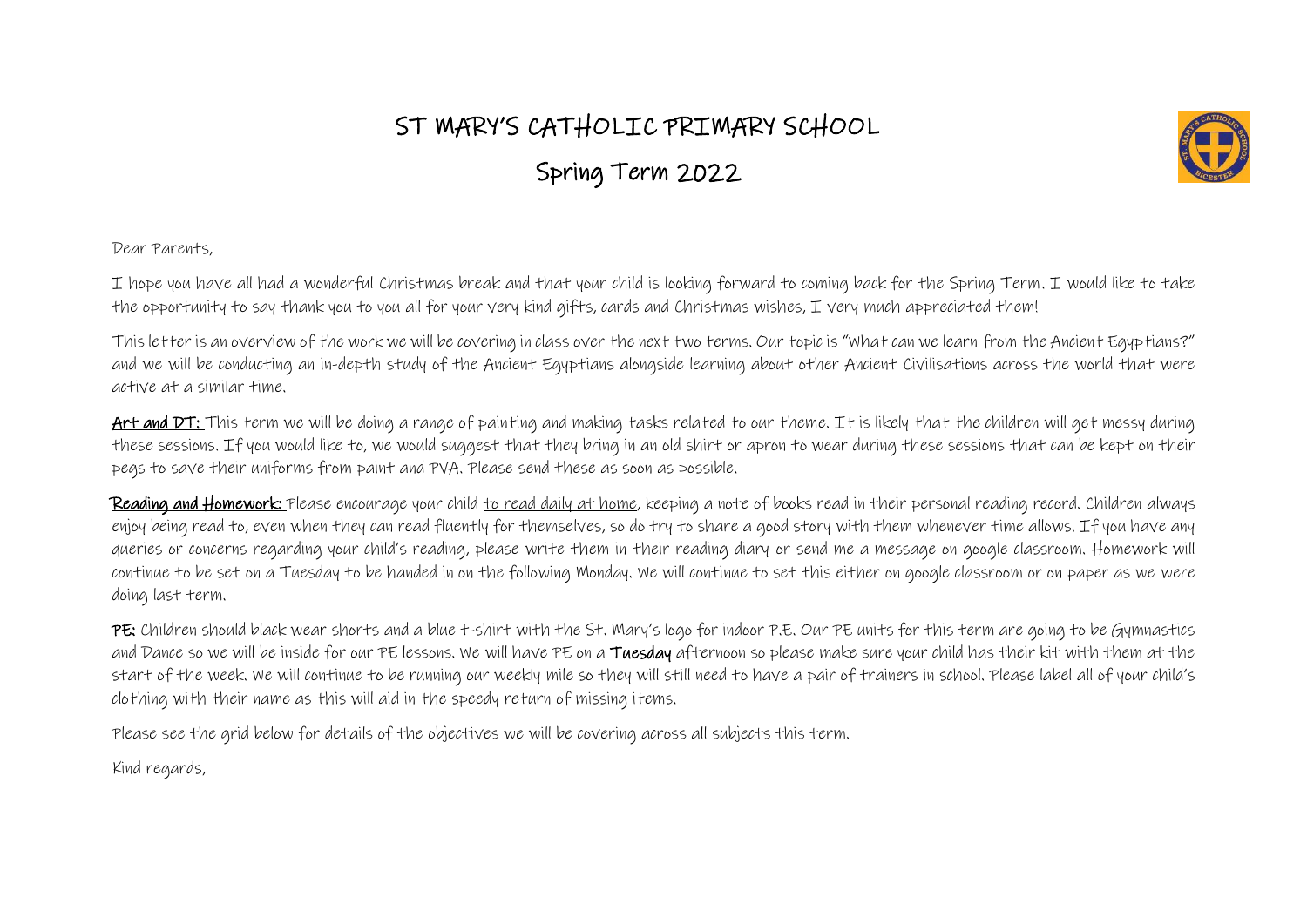# ST MARY'S CATHOLIC PRIMARY SCHOOL

## Spring Term 2022

Dear Parents,

I hope you have all had a wonderful Christmas break and that your child is looking forward to coming back for the Spring Term. I would like to take the opportunity to say thank you to you all for your very kind gifts, cards and Christmas wishes, I very much appreciated them!

This letter is an overview of the work we will be covering in class over the next two terms. Our topic is "What can we learn from the Ancient Egyptians?" and we will be conducting an in-depth study of the Ancient Egyptians alongside learning about other Ancient Civilisations across the world that were active at a similar time.

**Art and DT:** This term we will be doing a range of painting and making tasks related to our theme. It is likely that the children will get messy during these sessions. If you would like to, we would suggest that they bring in an old shirt or apron to wear during these sessions that can be kept on their pegs to save their uniforms from paint and PVA. Please send these as soon as possible.

**Reading and Homework:** Please encourage your child to read daily at home, keeping a note of books read in their personal reading record. Children always enjoy being read to, even when they can read fluently for themselves, so do try to share a good story with them whenever time allows. If you have any queries or concerns regarding your child's reading, please write them in their reading diary or send me a message on google classroom. Homework will continue to be set on a Tuesday to be handed in on the following Monday. We will continue to set this either on google classroom or on paper as we were doing last term.

**PE:** Children should black wear shorts and a blue t-shirt with the St. Mary's logo for indoor P.E. Our PE units for this term are going to be Gymnastics and Dance so we will be inside for our PE lessons. We will have PE on a **Tuesday** afternoon so please make sure your child has their kit with them at the start of the week. We will continue to be running our weekly mile so they will still need to have a pair of trainers in school. Please label all of your child's clothing with their name as this will aid in the speedy return of missing items.

Please see the grid below for details of the objectives we will be covering across all subjects this term.

Kind regards,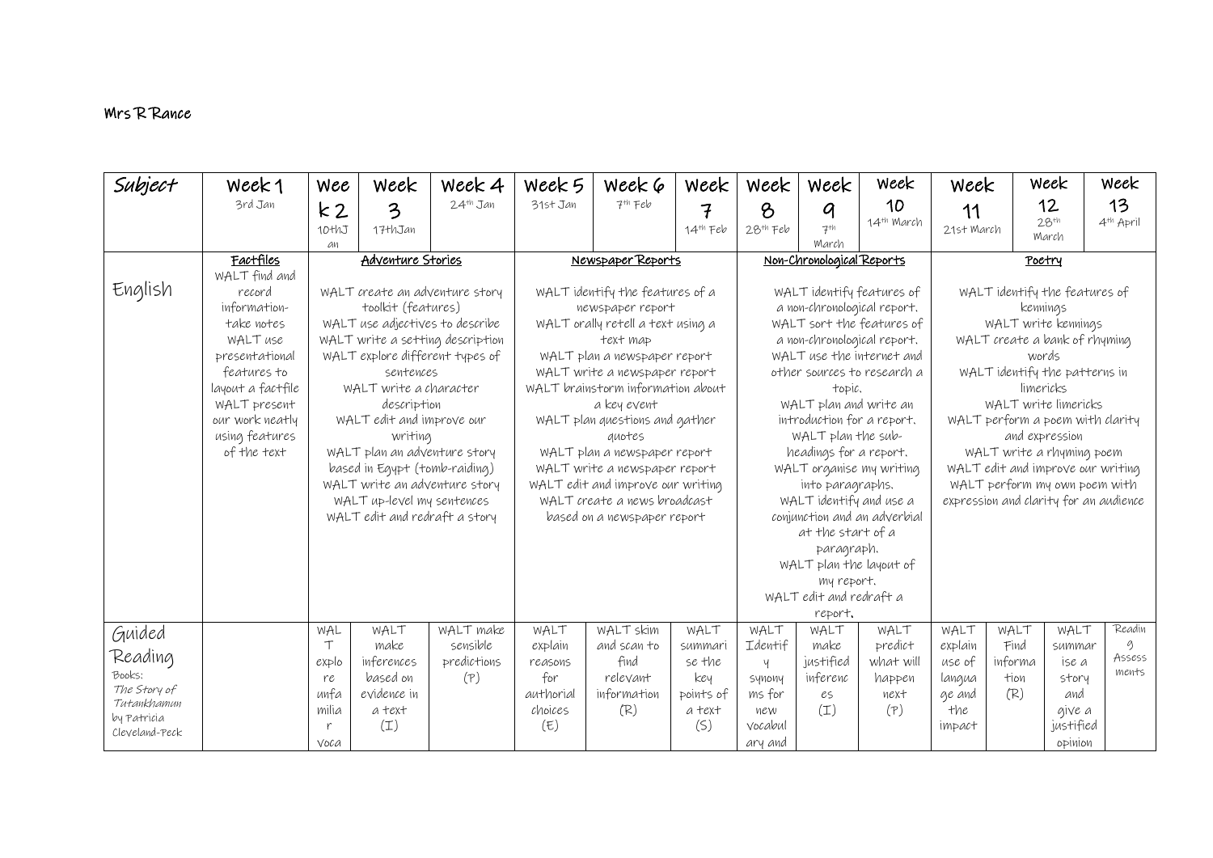Mrs R Rance

| Subject | Week 1 3rd Jan | Week 2 10thJan | Week 3 17thJan | Week 4 24th Jan | Week 5 31st Jan | Week 6 7th Feb | Week 7 14th Feb | Week 8 28th Feb | Week 9 7th March | Week 10 14th March | Week 11 21st March | | Week 12 28th March | Week 13 4th April |
|---|---|---|---|---|---|---|---|---|---|---|---|---|---|---|
| English | **Factfiles** WALT find and record information- take notes WALT use presentational features to layout a factfile WALT present our work neatly using features of the text | **Adventure Stories** WALT create an adventure story toolkit (features) WALT use adjectives to describe WALT write a setting description WALT explore different types of sentences WALT write a character description WALT edit and improve our writing WALT plan an adventure story based in Egypt (tomb-raiding) WALT write an adventure story WALT up-level my sentences WALT edit and redraft a story | | | **Newspaper Reports** WALT identify the features of a newspaper report WALT orally retell a text using a text map WALT plan a newspaper report WALT write a newspaper report WALT brainstorm information about a key event WALT plan questions and gather quotes WALT plan a newspaper report WALT write a newspaper report WALT edit and improve our writing WALT create a news broadcast based on a newspaper report | | | **Non-Chronological Reports** WALT identify features of a non-chronological report. WALT sort the features of a non-chronological report. WALT use the internet and other sources to research a topic. WALT plan and write an introduction for a report. WALT plan the sub-headings for a report. WALT organise my writing into paragraphs. WALT identify and use a conjunction and an adverbial at the start of a paragraph. WALT plan the layout of my report. WALT edit and redraft a report. | | | **Poetry** WALT identify the features of kennings WALT write kennings WALT create a bank of rhyming words WALT identify the patterns in limericks WALT write limericks WALT perform a poem with clarity and expression WALT write a rhyming poem WALT edit and improve our writing WALT perform my own poem with expression and clarity for an audience | | | |
| Guided Reading Books: *The Story of Tutankhamun* by Patricia Cleveland-Peck | | WALT explore unfamiliar voca | WALT make inferences based on evidence in a text (I) | WALT make sensible predictions (P) | WALT explain reasons for authorial choices (E) | WALT skim and scan to find relevant information (R) | WALT summarise the key points of a text (S) | WALT Identify synonyms for new vocabulary and | WALT make justified inferences (I) | WALT predict what will happen next (P) | WALT explain use of language and the impact | WALT Find information (R) | WALT summarise a story and give a justified opinion | Reading Assessments |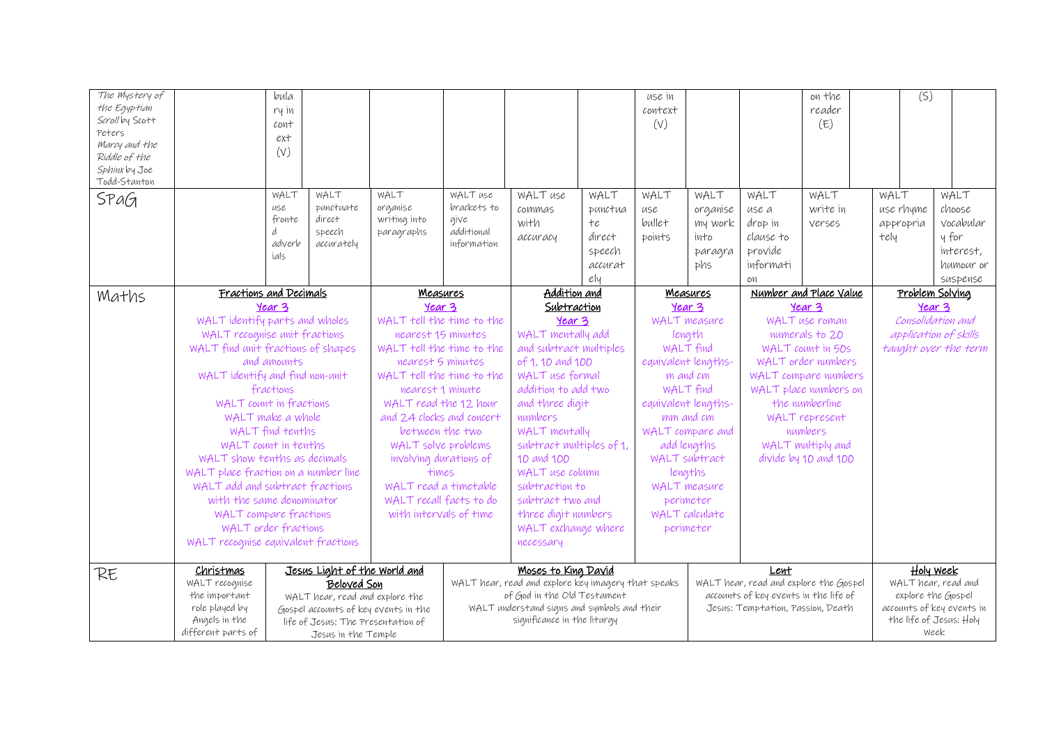| | | | | | | | | | | | | | | |
|---|---|---|---|---|---|---|---|---|---|---|---|---|---|---|
| *The Mystery of the Egyptian Scroll* by Scott Peters *Marcy and the Riddle of the Sphinx* by Joe Todd-Stanton | | bulary in context (V) | | | | | | use in context (V) | | | on the reader (E) | | (S) | |
| SPaG | | WALT use fronted adverbials | WALT punctuate direct speech accurately | WALT organise writing into paragraphs | WALT use brackets to give additional information | WALT use commas with accuracy | WALT punctuate direct speech accurately | WALT use bullet points | WALT organise my work into paragraphs | WALT use a drop in clause to provide information | WALT write in verses | WALT use rhyme appropriately | | WALT choose vocabulary for interest, humour or suspense |
| Maths | **Fractions and Decimals** **Year 3** WALT identify parts and wholes WALT recognise unit fractions WALT find unit fractions of shapes and amounts WALT identify and find non-unit fractions WALT count in fractions WALT make a whole WALT find tenths WALT count in tenths WALT show tenths as decimals WALT place fraction on a number line WALT add and subtract fractions with the same denominator WALT compare fractions WALT order fractions WALT recognise equivalent fractions | | | **Measures** **Year 3** WALT tell the time to the nearest 15 minutes WALT tell the time to the nearest 5 minutes WALT tell the time to the nearest 1 minute WALT read the 12 hour and 24 clocks and concert between the two WALT solve problems involving durations of times WALT read a timetable WALT recall facts to do with intervals of time | | **Addition and Subtraction** **Year 3** WALT mentally add and subtract multiples of 1, 10 and 100 WALT use formal addition to add two and three digit numbers WALT mentally subtract multiples of 1, 10 and 100 WALT use column subtraction to subtract two and three digit numbers WALT exchange where necessary | | **Measures** **Year 3** WALT measure length WALT find equivalent lengths- m and cm WALT find equivalent lengths- mm and cm WALT compare and add lengths WALT subtract lengths WALT measure perimeter WALT calculate perimeter | | **Number and Place Value** **Year 3** WALT use roman numerals to 20 WALT count in 50s WALT order numbers WALT compare numbers WALT place numbers on the numberline WALT represent numbers WALT multiply and divide by 10 and 100 | | **Problem Solving** **Year 3** *Consolidation and application of skills taught over the term* | | |
| RE | **Christmas** WALT recognise the important role played by Angels in the different parts of | **Jesus Light of the World and Beloved Son** WALT hear, read and explore the Gospel accounts of key events in the life of Jesus: The Presentation of Jesus in the Temple | | | **Moses to King David** WALT hear, read and explore key imagery that speaks of God in the Old Testament WALT understand signs and symbols and their significance in the liturgy | | | | **Lent** WALT hear, read and explore the Gospel accounts of key events in the life of Jesus: Temptation, Passion, Death | | | **Holy Week** WALT hear, read and explore the Gospel accounts of key events in the life of Jesus: Holy Week | | |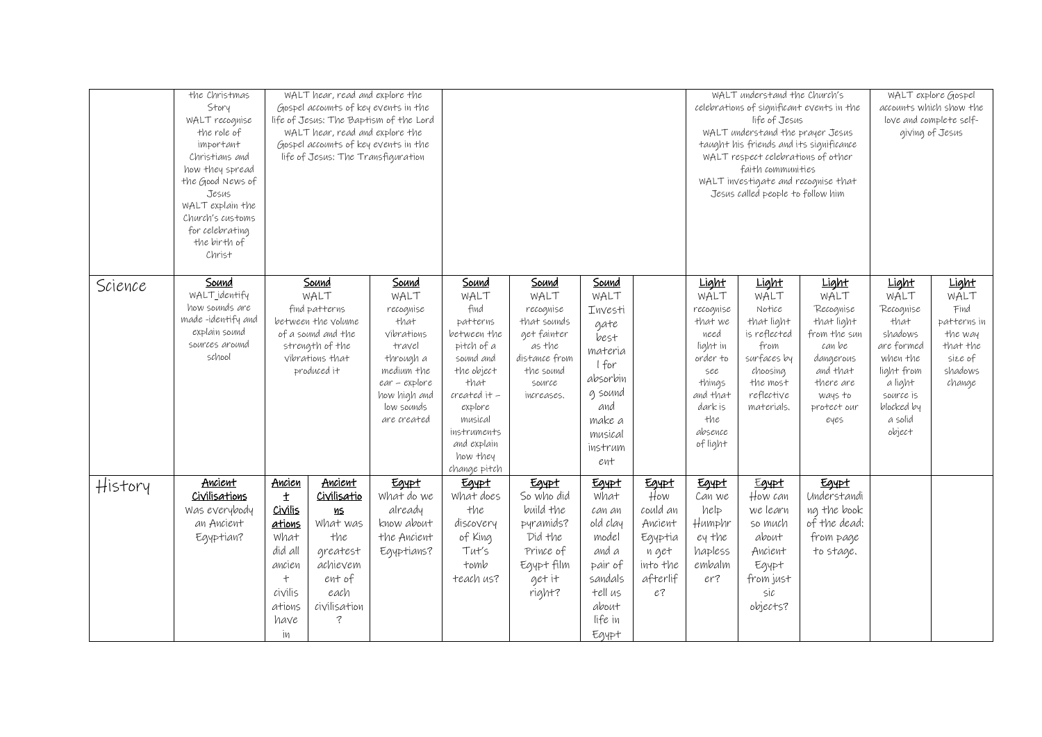| | | | | | | | | | | | | | |
|---|---|---|---|---|---|---|---|---|---|---|---|---|---|
| | the Christmas Story<br>WALT recognise the role of important Christians and how they spread the Good News of Jesus<br>WALT explain the Church's customs for celebrating the birth of Christ | WALT hear, read and explore the Gospel accounts of key events in the life of Jesus: The Baptism of the Lord<br>WALT hear, read and explore the Gospel accounts of key events in the life of Jesus: The Transfiguration | | | | | | | WALT understand the Church's celebrations of significant events in the life of Jesus<br>WALT understand the prayer Jesus taught his friends and its significance<br>WALT respect celebrations of other faith communities<br>WALT investigate and recognise that Jesus called people to follow him | | | WALT explore Gospel accounts which show the love and complete self-giving of Jesus | |
| Science | **Sound**<br>WALT identify how sounds are made -identify and explain sound sources around school | **Sound**<br>WALT find patterns between the volume of a sound and the strength of the vibrations that produced it | | **Sound**<br>WALT recognise that vibrations travel through a medium the ear – explore how high and low sounds are created | **Sound**<br>WALT find patterns between the pitch of a sound and the object that created it – explore musical instruments and explain how they change pitch | **Sound**<br>WALT recognise that sounds get fainter as the distance from the sound source increases. | **Sound**<br>WALT Investigate best material for absorbing sound and make a musical instrument | | **Light**<br>WALT recognise that we need light in order to see things and that dark is the absence of light | **Light**<br>WALT Notice that light is reflected from surfaces by choosing the most reflective materials. | **Light**<br>WALT Recognise that light from the sun can be dangerous and that there are ways to protect our eyes | **Light**<br>WALT Recognise that shadows are formed when the light from a light source is blocked by a solid object | **Light**<br>WALT Find patterns in the way that the size of shadows change |
| History | **Ancient Civilisations**<br>Was everybody an Ancient Egyptian? | **Ancient Civilisations**<br>What did all ancient civilisations have in | **Ancient Civilisations**<br>What was the greatest achievement of each civilisation? | **Egypt**<br>What do we already know about the Ancient Egyptians? | **Egypt**<br>What does the discovery of King Tut's tomb teach us? | **Egypt**<br>So who did build the pyramids? Did the Prince of Egypt film get it right? | **Egypt**<br>What can an old clay model and a pair of sandals tell us about life in Egypt | **Egypt**<br>How could an Ancient Egyptian get into the afterlife? | **Egypt**<br>Can we help Humphrey the hapless embalmer? | **Egypt**<br>How can we learn so much about Ancient Egypt from just sic objects? | **Egypt**<br>Understanding the book of the dead: from page to stage. | | |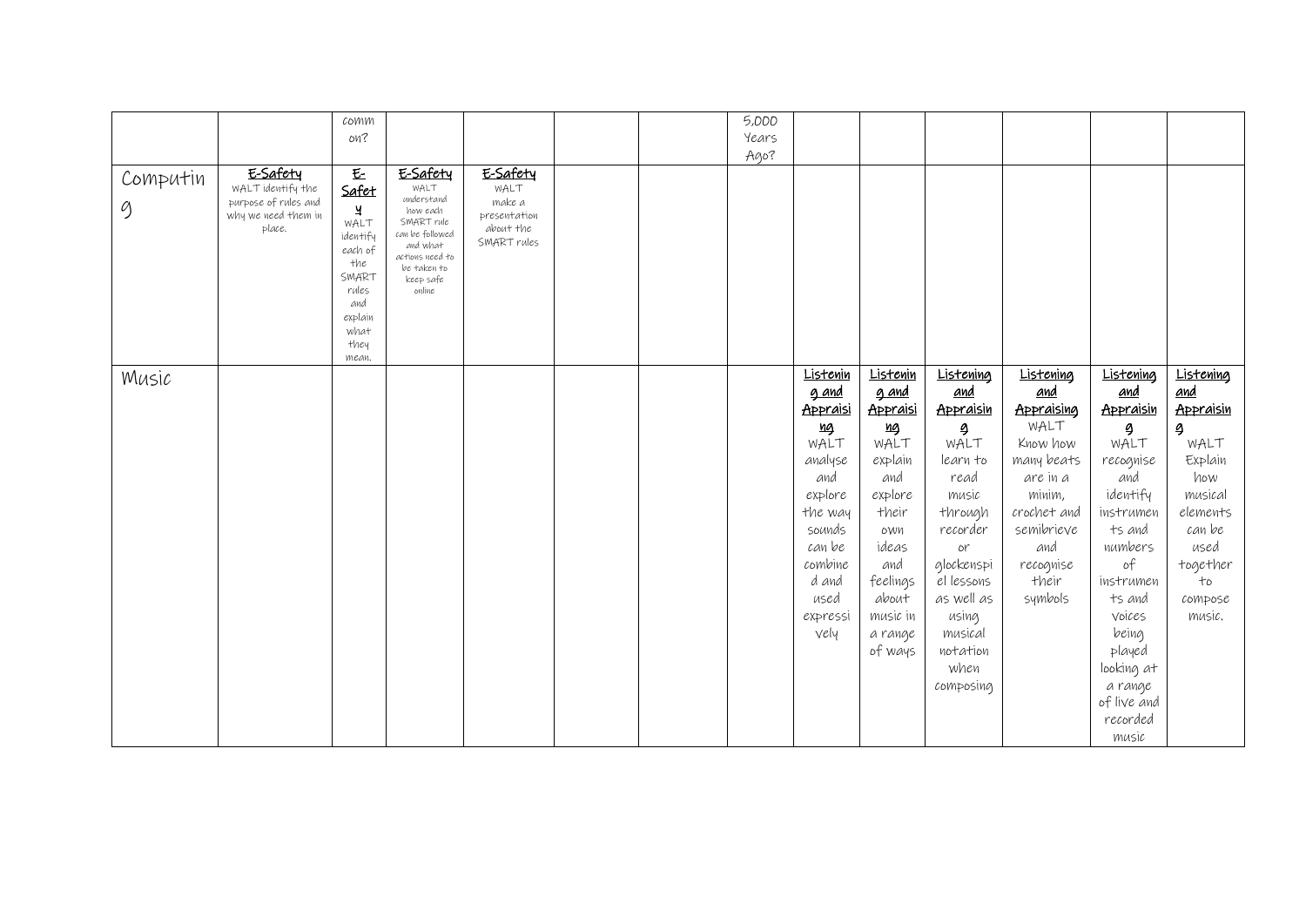| | | comm on? | | | | | 5,000 Years Ago? | | | | | | |
|---|---|---|---|---|---|---|---|---|---|---|---|---|---|
| Computing | **E-Safety** WALT identify the purpose of rules and why we need them in place. | **E-Safety** WALT identify each of the SMART rules and explain what they mean. | **E-Safety** WALT understand how each SMART rule can be followed and what actions need to be taken to keep safe online | **E-Safety** WALT make a presentation about the SMART rules | | | | | | | | | |
| Music | | | | | | | | **Listening and Appraising** WALT analyse and explore the way sounds can be combined and used expressively | **Listening and Appraising** WALT explain and explore their own ideas and feelings about music in a range of ways | **Listening and Appraising** WALT learn to read music through recorder or glockenspiel lessons as well as using musical notation when composing | **Listening and Appraising** WALT Know how many beats are in a minim, crochet and semibrieve and recognise their symbols | **Listening and Appraising** WALT recognise and identify instruments and numbers of instruments and voices being played looking at a range of live and recorded music | **Listening and Appraising** WALT Explain how musical elements can be used together to compose music. |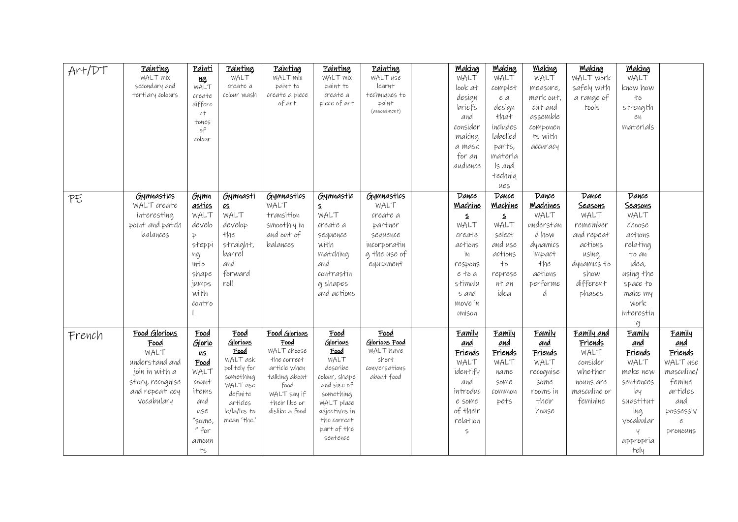| | | | | | | | | | | | | | |
|---|---|---|---|---|---|---|---|---|---|---|---|---|---|
| Art/DT | **Painting** WALT mix secondary and tertiary colours | **Painting** WALT create different tones of colour | **Painting** WALT create a colour wash | **Painting** WALT mix paint to create a piece of art | **Painting** WALT mix paint to create a piece of art | **Painting** WALT use learnt techniques to paint (assessment) | | **Making** WALT look at design briefs and consider making a mask for an audience | **Making** WALT complete a design that includes labelled parts, materials and techniques | **Making** WALT measure, mark out, cut and assemble components with accuracy | **Making** WALT work safely with a range of tools | **Making** WALT know how to strengthen materials | |
| PE | **Gymnastics** WALT create interesting point and patch balances | **Gymnastics** WALT develop stepping into shape jumps with control | **Gymnastics** WALT develop the straight, barrel and forward roll | **Gymnastics** WALT transition smoothly in and out of balances | **Gymnastics** WALT create a sequence with matching and contrasting shapes and actions | **Gymnastics** WALT create a partner sequence incorporating the use of equipment | | **Dance Machines** WALT create actions in response to a stimulus and move in unison | **Dance Machines** WALT select and use actions to represent an idea | **Dance Machines** WALT understand how dynamics impact the actions performed | **Dance Seasons** WALT remember and repeat actions using dynamics to show different phases | **Dance Seasons** WALT choose actions relating to an idea, using the space to make my work interesting | |
| French | **Food Glorious Food** WALT understand and join in with a story, recognise and repeat key vocabulary | **Food Glorious Food** WALT count items and use "some," for amounts | **Food Glorious Food** WALT ask politely for something WALT use definite articles le/la/les to mean 'the.' | **Food Glorious Food** WALT choose the correct article when talking about food WALT say if their like or dislike a food | **Food Glorious Food** WALT describe colour, shape and size of something WALT place adjectives in the correct part of the sentence | **Food Glorious Food** WALT have short conversations about food | | **Family and Friends** WALT identify and introduce some of their relations | **Family and Friends** WALT name some common pets | **Family and Friends** WALT recognise some rooms in their house | **Family and Friends** WALT consider whether nouns are masculine or feminine | **Family and Friends** WALT make new sentences by substituting vocabulary appropriately | **Family and Friends** WALT use masculine/femine articles and possessive pronouns |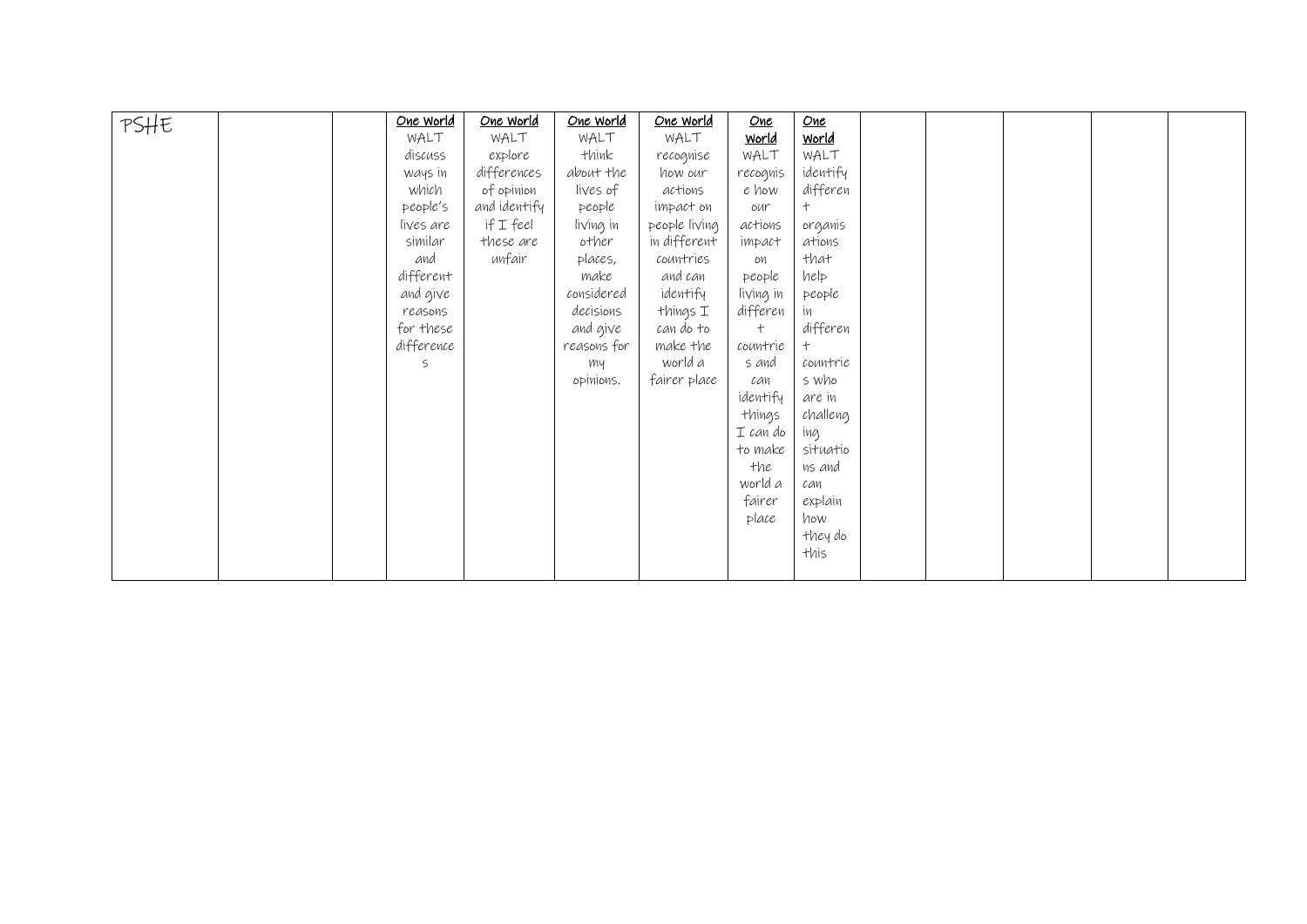| | | | | | | | | | | | | | | |
|---|---|---|---|---|---|---|---|---|---|---|---|---|---|---|
| PSHE | | | **One World** WALT discuss ways in which people's lives are similar and different and give reasons for these differences | **One World** WALT explore differences of opinion and identify if I feel these are unfair | **One World** WALT think about the lives of people living in other places, make considered decisions and give reasons for my opinions. | **One World** WALT recognise how our actions impact on people living in different countries and can identify things I can do to make the world a fairer place | **One World** WALT recognise how our actions impact on people living in different countries and can identify things I can do to make the world a fairer place | **One World** WALT identify different organisations that help people in different countries who are in challenging situations and can explain how they do this | | | | | |